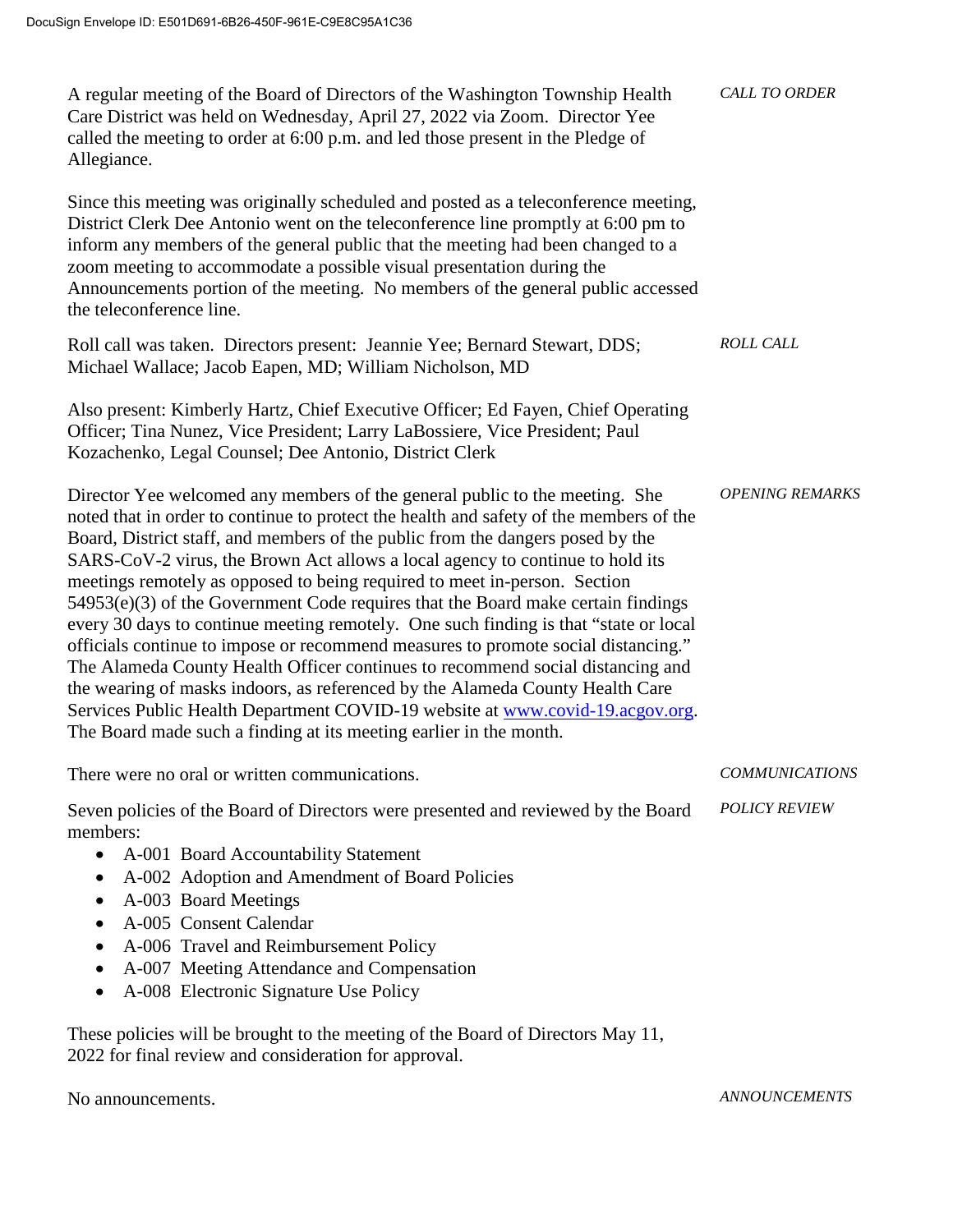DocuSign Envelope ID: E501D691-6B26-450F-961E-C9E8C95A1C36

*CALL TO ORDER*

A regular meeting of the Board of Directors of the Washington Township Health Care District was held on Wednesday, April 27, 2022 via Zoom. Director Yee called the meeting to order at 6:00 p.m. and led those present in the Pledge of Allegiance.

Since this meeting was originally scheduled and posted as a teleconference meeting, District Clerk Dee Antonio went on the teleconference line promptly at 6:00 pm to inform any members of the general public that the meeting had been changed to a zoom meeting to accommodate a possible visual presentation during the Announcements portion of the meeting. No members of the general public accessed the teleconference line.

*ROLL CALL*

Roll call was taken. Directors present: Jeannie Yee; Bernard Stewart, DDS; Michael Wallace; Jacob Eapen, MD; William Nicholson, MD

Also present: Kimberly Hartz, Chief Executive Officer; Ed Fayen, Chief Operating Officer; Tina Nunez, Vice President; Larry LaBossiere, Vice President; Paul Kozachenko, Legal Counsel; Dee Antonio, District Clerk

*OPENING REMARKS*

Director Yee welcomed any members of the general public to the meeting. She noted that in order to continue to protect the health and safety of the members of the Board, District staff, and members of the public from the dangers posed by the SARS-CoV-2 virus, the Brown Act allows a local agency to continue to hold its meetings remotely as opposed to being required to meet in-person. Section 54953(e)(3) of the Government Code requires that the Board make certain findings every 30 days to continue meeting remotely. One such finding is that "state or local officials continue to impose or recommend measures to promote social distancing." The Alameda County Health Officer continues to recommend social distancing and the wearing of masks indoors, as referenced by the Alameda County Health Care Services Public Health Department COVID-19 website at www.covid-19.acgov.org. The Board made such a finding at its meeting earlier in the month.

*COMMUNICATIONS*

There were no oral or written communications.

*POLICY REVIEW*

Seven policies of the Board of Directors were presented and reviewed by the Board members:

- A-001 Board Accountability Statement
- A-002 Adoption and Amendment of Board Policies
- A-003 Board Meetings
- A-005 Consent Calendar
- A-006 Travel and Reimbursement Policy
- A-007 Meeting Attendance and Compensation
- A-008 Electronic Signature Use Policy

These policies will be brought to the meeting of the Board of Directors May 11, 2022 for final review and consideration for approval.

*ANNOUNCEMENTS*

No announcements.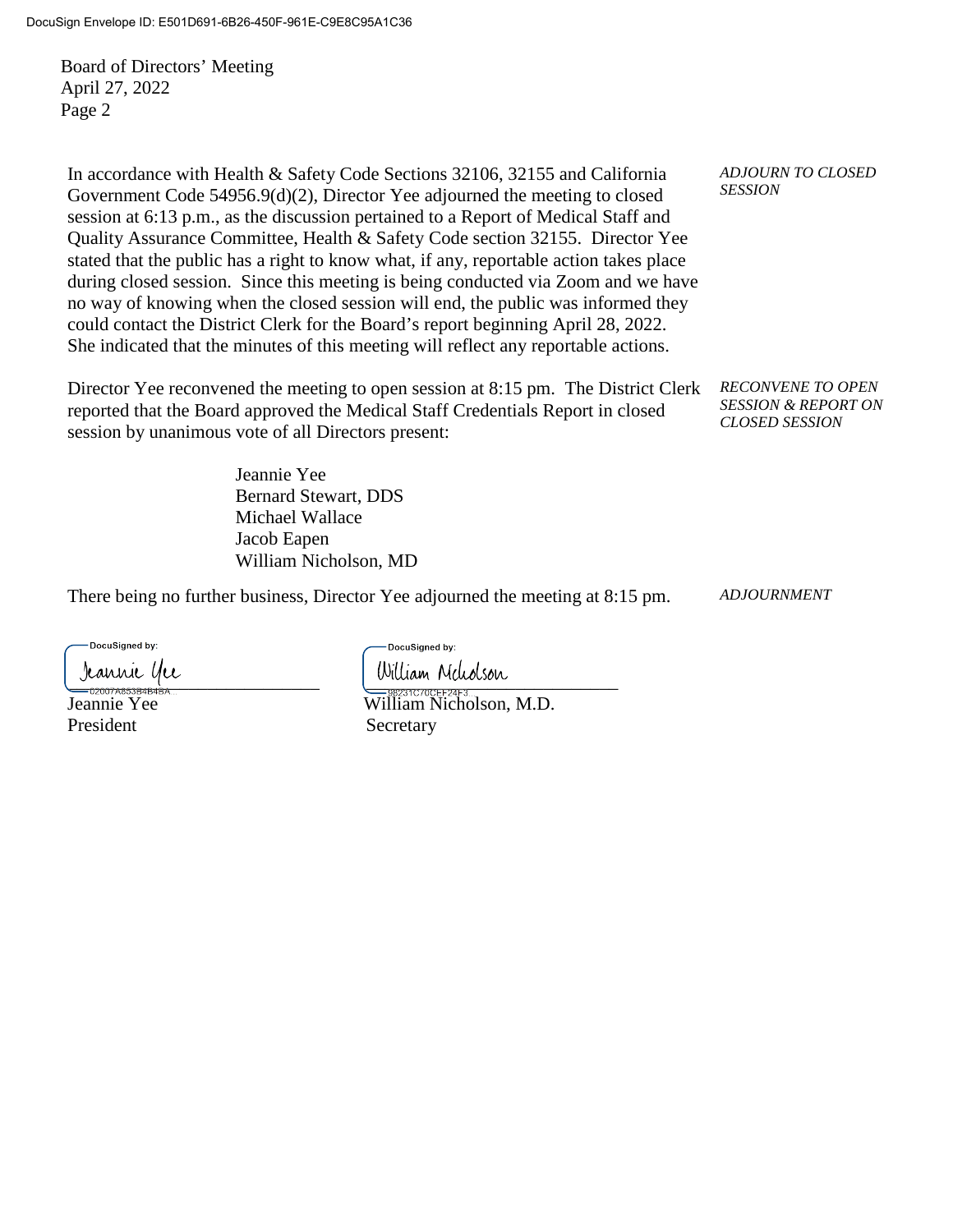Board of Directors' Meeting
April 27, 2022
Page 2

*ADJOURN TO CLOSED SESSION*

In accordance with Health & Safety Code Sections 32106, 32155 and California Government Code 54956.9(d)(2), Director Yee adjourned the meeting to closed session at 6:13 p.m., as the discussion pertained to a Report of Medical Staff and Quality Assurance Committee, Health & Safety Code section 32155. Director Yee stated that the public has a right to know what, if any, reportable action takes place during closed session. Since this meeting is being conducted via Zoom and we have no way of knowing when the closed session will end, the public was informed they could contact the District Clerk for the Board's report beginning April 28, 2022. She indicated that the minutes of this meeting will reflect any reportable actions.

*RECONVENE TO OPEN SESSION & REPORT ON CLOSED SESSION*

Director Yee reconvened the meeting to open session at 8:15 pm. The District Clerk reported that the Board approved the Medical Staff Credentials Report in closed session by unanimous vote of all Directors present:

Jeannie Yee
Bernard Stewart, DDS
Michael Wallace
Jacob Eapen
William Nicholson, MD

*ADJOURNMENT*

There being no further business, Director Yee adjourned the meeting at 8:15 pm.

DocuSigned by:
Jeannie Yee
Jeannie Yee
President

DocuSigned by:
William Nicholson
William Nicholson, M.D.
Secretary